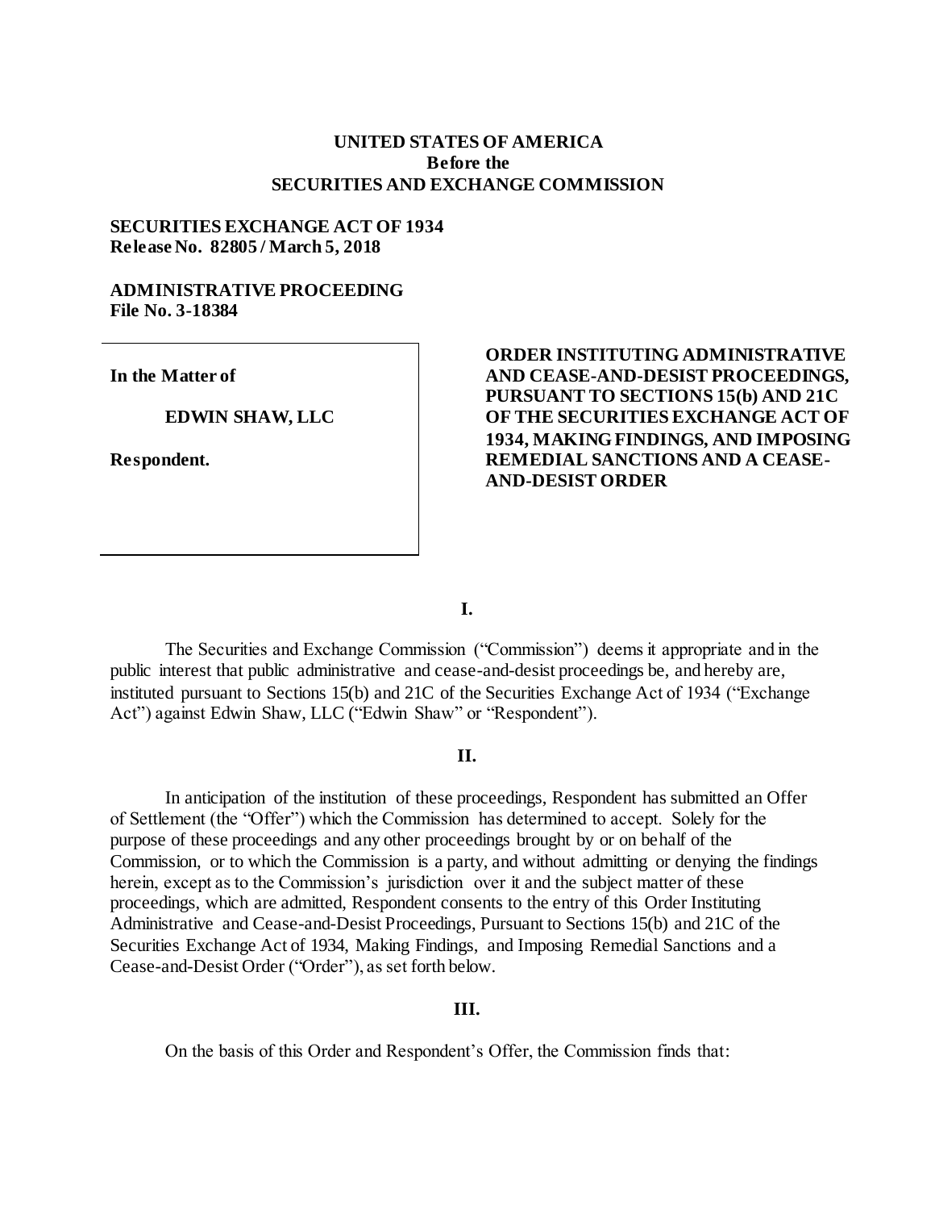**UNITED STATES OF AMERICA**
**Before the**
**SECURITIES AND EXCHANGE COMMISSION**

**SECURITIES EXCHANGE ACT OF 1934**
**Release No. 82805 / March 5, 2018**

**ADMINISTRATIVE PROCEEDING**
**File No. 3-18384**

**In the Matter of**

**EDWIN SHAW, LLC**

**Respondent.**

**ORDER INSTITUTING ADMINISTRATIVE AND CEASE-AND-DESIST PROCEEDINGS, PURSUANT TO SECTIONS 15(b) AND 21C OF THE SECURITIES EXCHANGE ACT OF 1934, MAKING FINDINGS, AND IMPOSING REMEDIAL SANCTIONS AND A CEASE-AND-DESIST ORDER**

**I.**

The Securities and Exchange Commission ("Commission") deems it appropriate and in the public interest that public administrative and cease-and-desist proceedings be, and hereby are, instituted pursuant to Sections 15(b) and 21C of the Securities Exchange Act of 1934 ("Exchange Act") against Edwin Shaw, LLC ("Edwin Shaw" or "Respondent").

**II.**

In anticipation of the institution of these proceedings, Respondent has submitted an Offer of Settlement (the "Offer") which the Commission has determined to accept. Solely for the purpose of these proceedings and any other proceedings brought by or on behalf of the Commission, or to which the Commission is a party, and without admitting or denying the findings herein, except as to the Commission's jurisdiction over it and the subject matter of these proceedings, which are admitted, Respondent consents to the entry of this Order Instituting Administrative and Cease-and-Desist Proceedings, Pursuant to Sections 15(b) and 21C of the Securities Exchange Act of 1934, Making Findings, and Imposing Remedial Sanctions and a Cease-and-Desist Order ("Order"), as set forth below.

**III.**

On the basis of this Order and Respondent's Offer, the Commission finds that: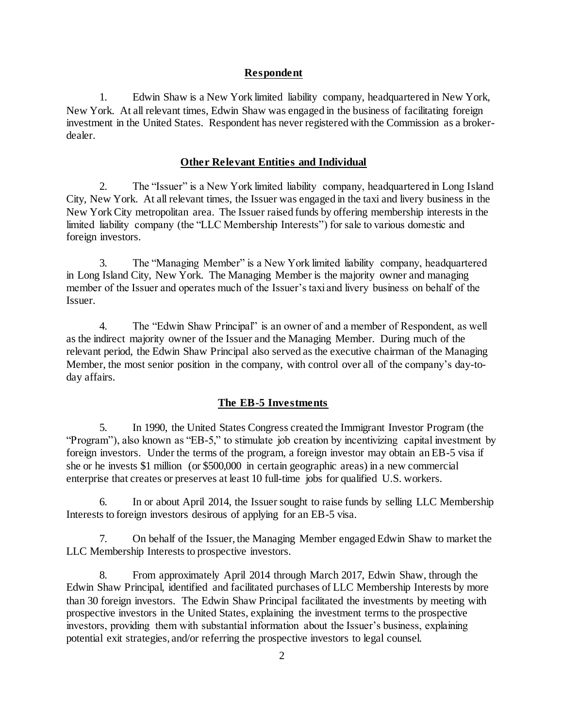## Respondent

1. Edwin Shaw is a New York limited liability company, headquartered in New York, New York. At all relevant times, Edwin Shaw was engaged in the business of facilitating foreign investment in the United States. Respondent has never registered with the Commission as a broker-dealer.

## Other Relevant Entities and Individual

2. The "Issuer" is a New York limited liability company, headquartered in Long Island City, New York. At all relevant times, the Issuer was engaged in the taxi and livery business in the New York City metropolitan area. The Issuer raised funds by offering membership interests in the limited liability company (the "LLC Membership Interests") for sale to various domestic and foreign investors.

3. The "Managing Member" is a New York limited liability company, headquartered in Long Island City, New York. The Managing Member is the majority owner and managing member of the Issuer and operates much of the Issuer's taxi and livery business on behalf of the Issuer.

4. The "Edwin Shaw Principal" is an owner of and a member of Respondent, as well as the indirect majority owner of the Issuer and the Managing Member. During much of the relevant period, the Edwin Shaw Principal also served as the executive chairman of the Managing Member, the most senior position in the company, with control over all of the company's day-to-day affairs.

## The EB-5 Investments

5. In 1990, the United States Congress created the Immigrant Investor Program (the "Program"), also known as "EB-5," to stimulate job creation by incentivizing capital investment by foreign investors. Under the terms of the program, a foreign investor may obtain an EB-5 visa if she or he invests $1 million (or $500,000 in certain geographic areas) in a new commercial enterprise that creates or preserves at least 10 full-time jobs for qualified U.S. workers.

6. In or about April 2014, the Issuer sought to raise funds by selling LLC Membership Interests to foreign investors desirous of applying for an EB-5 visa.

7. On behalf of the Issuer, the Managing Member engaged Edwin Shaw to market the LLC Membership Interests to prospective investors.

8. From approximately April 2014 through March 2017, Edwin Shaw, through the Edwin Shaw Principal, identified and facilitated purchases of LLC Membership Interests by more than 30 foreign investors. The Edwin Shaw Principal facilitated the investments by meeting with prospective investors in the United States, explaining the investment terms to the prospective investors, providing them with substantial information about the Issuer's business, explaining potential exit strategies, and/or referring the prospective investors to legal counsel.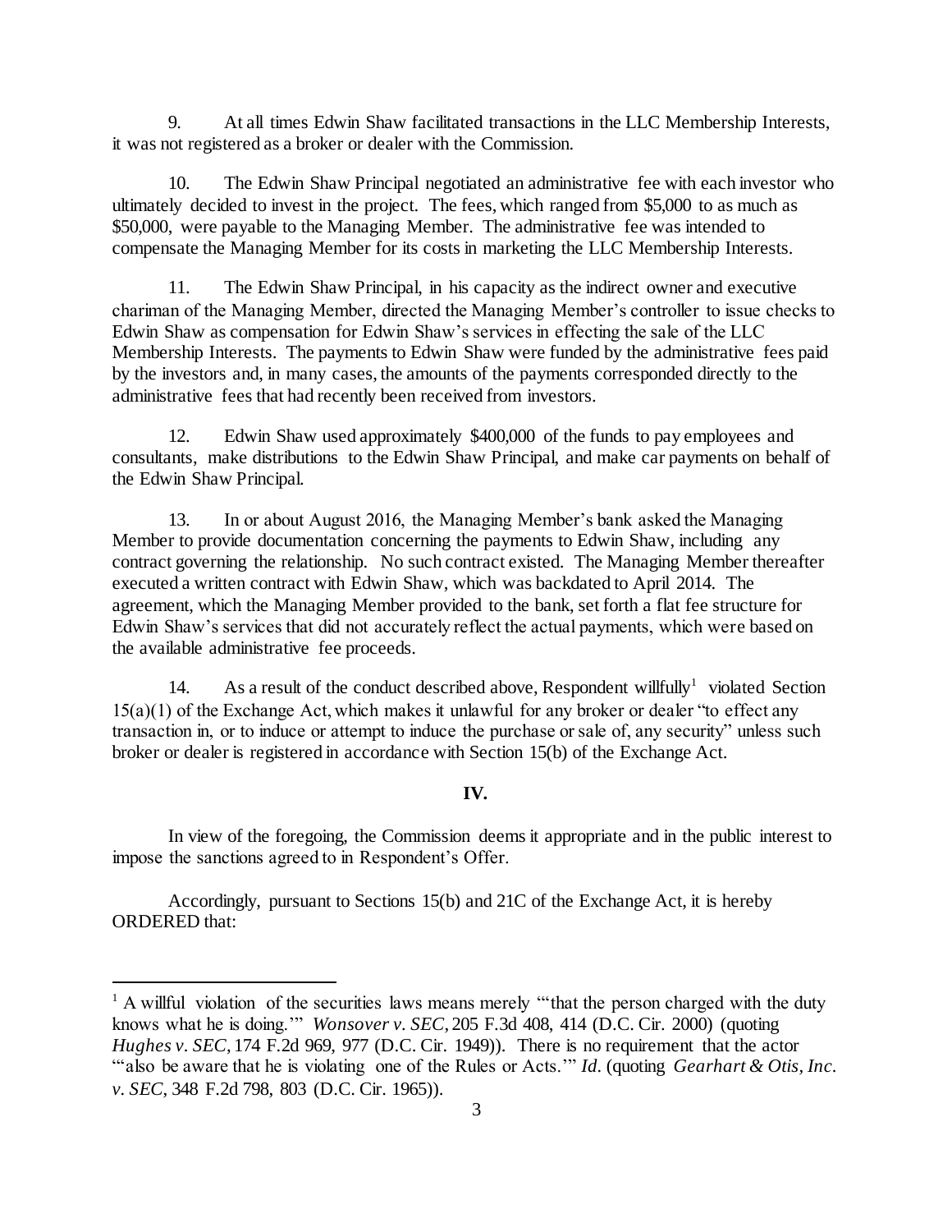9. At all times Edwin Shaw facilitated transactions in the LLC Membership Interests, it was not registered as a broker or dealer with the Commission.

10. The Edwin Shaw Principal negotiated an administrative fee with each investor who ultimately decided to invest in the project. The fees, which ranged from $5,000 to as much as $50,000, were payable to the Managing Member. The administrative fee was intended to compensate the Managing Member for its costs in marketing the LLC Membership Interests.

11. The Edwin Shaw Principal, in his capacity as the indirect owner and executive chariman of the Managing Member, directed the Managing Member's controller to issue checks to Edwin Shaw as compensation for Edwin Shaw's services in effecting the sale of the LLC Membership Interests. The payments to Edwin Shaw were funded by the administrative fees paid by the investors and, in many cases, the amounts of the payments corresponded directly to the administrative fees that had recently been received from investors.

12. Edwin Shaw used approximately $400,000 of the funds to pay employees and consultants, make distributions to the Edwin Shaw Principal, and make car payments on behalf of the Edwin Shaw Principal.

13. In or about August 2016, the Managing Member's bank asked the Managing Member to provide documentation concerning the payments to Edwin Shaw, including any contract governing the relationship. No such contract existed. The Managing Member thereafter executed a written contract with Edwin Shaw, which was backdated to April 2014. The agreement, which the Managing Member provided to the bank, set forth a flat fee structure for Edwin Shaw's services that did not accurately reflect the actual payments, which were based on the available administrative fee proceeds.

14. As a result of the conduct described above, Respondent willfully[1] violated Section 15(a)(1) of the Exchange Act, which makes it unlawful for any broker or dealer "to effect any transaction in, or to induce or attempt to induce the purchase or sale of, any security" unless such broker or dealer is registered in accordance with Section 15(b) of the Exchange Act.

**IV.**

In view of the foregoing, the Commission deems it appropriate and in the public interest to impose the sanctions agreed to in Respondent's Offer.

Accordingly, pursuant to Sections 15(b) and 21C of the Exchange Act, it is hereby ORDERED that:

---

[1] A willful violation of the securities laws means merely "'that the person charged with the duty knows what he is doing.'" *Wonsover v. SEC*, 205 F.3d 408, 414 (D.C. Cir. 2000) (quoting *Hughes v. SEC*, 174 F.2d 969, 977 (D.C. Cir. 1949)). There is no requirement that the actor "'also be aware that he is violating one of the Rules or Acts.'" *Id.* (quoting *Gearhart & Otis, Inc. v. SEC*, 348 F.2d 798, 803 (D.C. Cir. 1965)).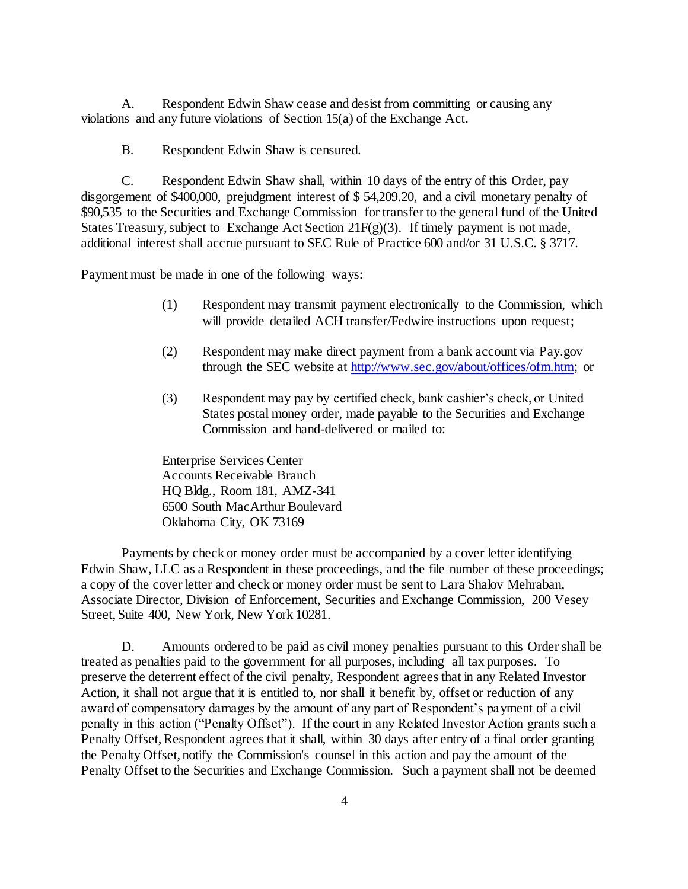A. Respondent Edwin Shaw cease and desist from committing or causing any violations and any future violations of Section 15(a) of the Exchange Act.

B. Respondent Edwin Shaw is censured.

C. Respondent Edwin Shaw shall, within 10 days of the entry of this Order, pay disgorgement of $400,000, prejudgment interest of $ 54,209.20, and a civil monetary penalty of $90,535 to the Securities and Exchange Commission for transfer to the general fund of the United States Treasury, subject to Exchange Act Section 21F(g)(3). If timely payment is not made, additional interest shall accrue pursuant to SEC Rule of Practice 600 and/or 31 U.S.C. § 3717.

Payment must be made in one of the following ways:

> (1) Respondent may transmit payment electronically to the Commission, which will provide detailed ACH transfer/Fedwire instructions upon request;
>
> (2) Respondent may make direct payment from a bank account via Pay.gov through the SEC website at http://www.sec.gov/about/offices/ofm.htm; or
>
> (3) Respondent may pay by certified check, bank cashier's check, or United States postal money order, made payable to the Securities and Exchange Commission and hand-delivered or mailed to:

Enterprise Services Center
Accounts Receivable Branch
HQ Bldg., Room 181, AMZ-341
6500 South MacArthur Boulevard
Oklahoma City, OK 73169

Payments by check or money order must be accompanied by a cover letter identifying Edwin Shaw, LLC as a Respondent in these proceedings, and the file number of these proceedings; a copy of the cover letter and check or money order must be sent to Lara Shalov Mehraban, Associate Director, Division of Enforcement, Securities and Exchange Commission, 200 Vesey Street, Suite 400, New York, New York 10281.

D. Amounts ordered to be paid as civil money penalties pursuant to this Order shall be treated as penalties paid to the government for all purposes, including all tax purposes. To preserve the deterrent effect of the civil penalty, Respondent agrees that in any Related Investor Action, it shall not argue that it is entitled to, nor shall it benefit by, offset or reduction of any award of compensatory damages by the amount of any part of Respondent's payment of a civil penalty in this action ("Penalty Offset"). If the court in any Related Investor Action grants such a Penalty Offset, Respondent agrees that it shall, within 30 days after entry of a final order granting the Penalty Offset, notify the Commission's counsel in this action and pay the amount of the Penalty Offset to the Securities and Exchange Commission. Such a payment shall not be deemed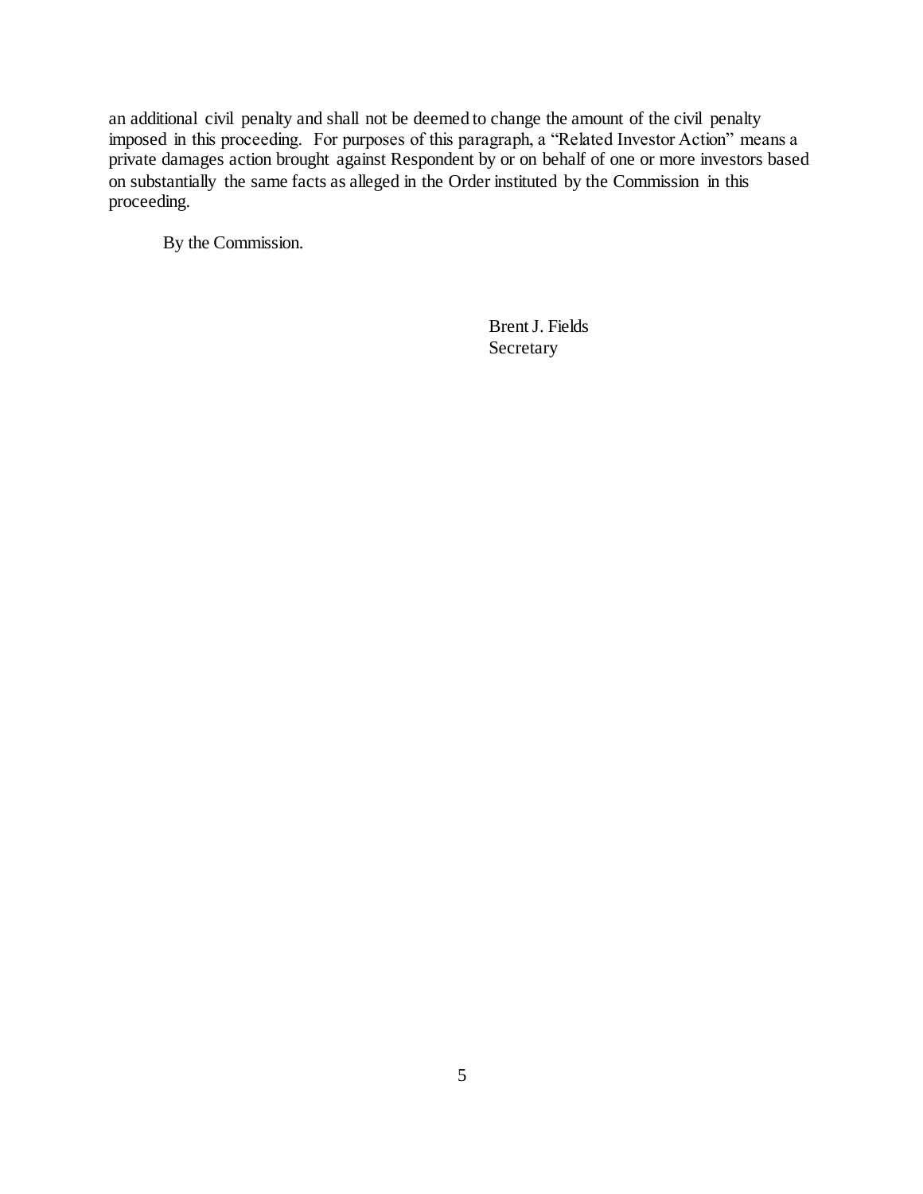an additional civil penalty and shall not be deemed to change the amount of the civil penalty imposed in this proceeding. For purposes of this paragraph, a "Related Investor Action" means a private damages action brought against Respondent by or on behalf of one or more investors based on substantially the same facts as alleged in the Order instituted by the Commission in this proceeding.

By the Commission.

Brent J. Fields
Secretary